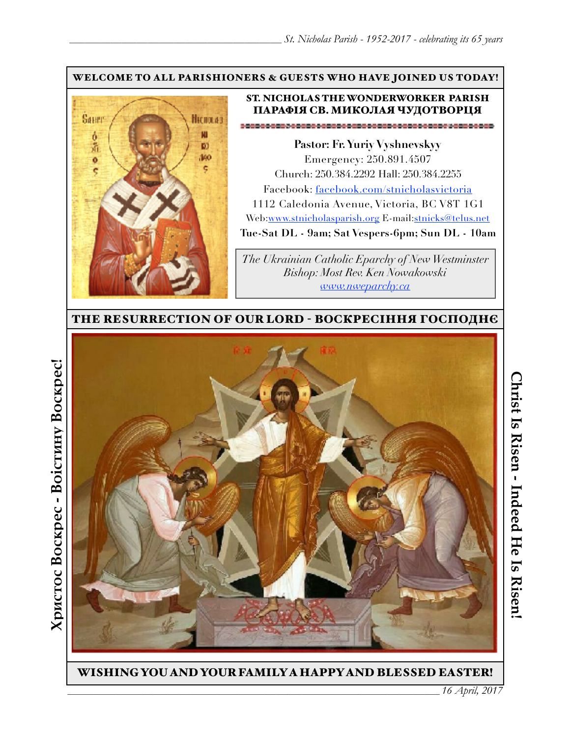**WELCOME TO ALL PARISHIONERS & GUESTS WHO HAVE JOINED US TODAY!**

## ST. NICHOLAS THE WONDERWORKER PARISH
## ПАРАФІЯ СВ. МИКОЛАЯ ЧУДОТВОРЦЯ

**Pastor: Fr. Yuriy Vyshnevskyy**
Emergency: 250.891.4507
Church: 250.384.2292 Hall: 250.384.2255
Facebook: facebook.com/stnicholasvictoria
1112 Caledonia Avenue, Victoria, BC V8T 1G1
Web:www.stnicholasparish.org E-mail:stnicks@telus.net
**Tue-Sat DL - 9am; Sat Vespers-6pm; Sun DL - 10am**

*The Ukrainian Catholic Eparchy of New Westminster*
*Bishop: Most Rev. Ken Nowakowski*
*www.nweparchy.ca*

## THE RESURRECTION OF OUR LORD - ВОСКРЕСІННЯ ГОСПОДНЄ

**Христос Воскрес - Воістину Воскрес!**

**Christ Is Risen - Indeed He Is Risen!**

**WISHING YOU AND YOUR FAMILY A HAPPY AND BLESSED EASTER!**

*16 April, 2017*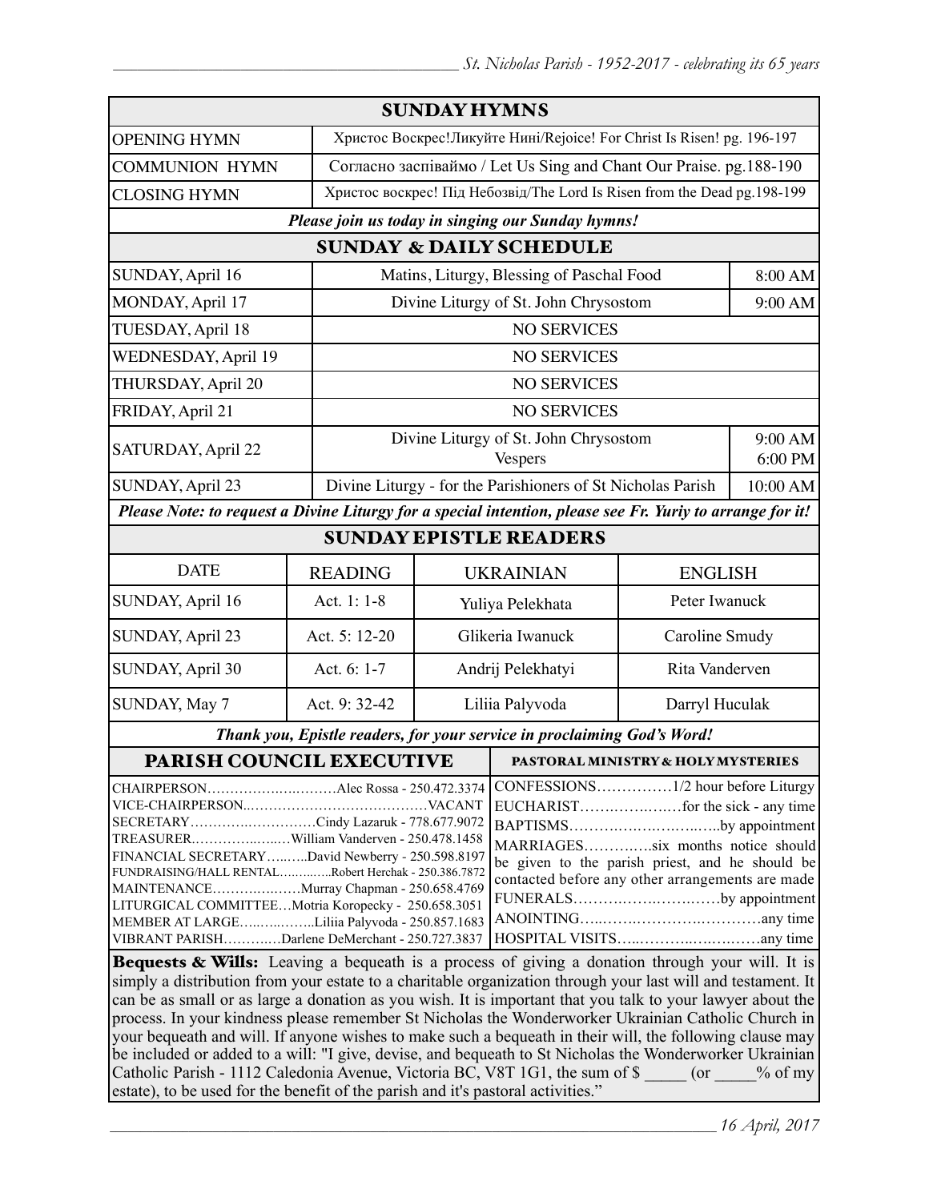## SUNDAY HYMNS

| | |
|---|---|
| OPENING HYMN | Христос Воскрес!Ликуйте Нині/Rejoice! For Christ Is Risen! pg. 196-197 |
| COMMUNION HYMN | Согласно заспіваймо / Let Us Sing and Chant Our Praise. pg.188-190 |
| CLOSING HYMN | Христос воскрес! Під Небозвід/The Lord Is Risen from the Dead pg.198-199 |

***Please join us today in singing our Sunday hymns!***

## SUNDAY & DAILY SCHEDULE

| | | |
|---|---|---|
| SUNDAY, April 16 | Matins, Liturgy, Blessing of Paschal Food | 8:00 AM |
| MONDAY, April 17 | Divine Liturgy of St. John Chrysostom | 9:00 AM |
| TUESDAY, April 18 | NO SERVICES | |
| WEDNESDAY, April 19 | NO SERVICES | |
| THURSDAY, April 20 | NO SERVICES | |
| FRIDAY, April 21 | NO SERVICES | |
| SATURDAY, April 22 | Divine Liturgy of St. John Chrysostom<br>Vespers | 9:00 AM<br>6:00 PM |
| SUNDAY, April 23 | Divine Liturgy - for the Parishioners of St Nicholas Parish | 10:00 AM |

***Please Note: to request a Divine Liturgy for a special intention, please see Fr. Yuriy to arrange for it!***

## SUNDAY EPISTLE READERS

| DATE | READING | UKRAINIAN | ENGLISH |
|---|---|---|---|
| SUNDAY, April 16 | Act. 1: 1-8 | Yuliya Pelekhata | Peter Iwanuck |
| SUNDAY, April 23 | Act. 5: 12-20 | Glikeria Iwanuck | Caroline Smudy |
| SUNDAY, April 30 | Act. 6: 1-7 | Andrij Pelekhatyi | Rita Vanderven |
| SUNDAY, May 7 | Act. 9: 32-42 | Liliia Palyvoda | Darryl Huculak |

***Thank you, Epistle readers, for your service in proclaiming God's Word!***

## PARISH COUNCIL EXECUTIVE

CHAIRPERSON……………………Alec Rossa - 250.472.3374
VICE-CHAIRPERSON……………………VACANT
SECRETARY……………………Cindy Lazaruk - 778.677.9072
TREASURER……………………William Vanderven - 250.478.1458
FINANCIAL SECRETARY……David Newberry - 250.598.8197
FUNDRAISING/HALL RENTAL……Robert Herchak - 250.386.7872
MAINTENANCE……………Murray Chapman - 250.658.4769
LITURGICAL COMMITTEE…Motria Koropecky - 250.658.3051
MEMBER AT LARGE……………Liliia Palyvoda - 250.857.1683
VIBRANT PARISH…………Darlene DeMerchant - 250.727.3837

## PASTORAL MINISTRY & HOLY MYSTERIES

CONFESSIONS……………1/2 hour before Liturgy
EUCHARIST……………for the sick - any time
BAPTISMS……………………by appointment
MARRIAGES…………six months notice should be given to the parish priest, and he should be contacted before any other arrangements are made
FUNERALS……………………by appointment
ANOINTING……………………any time
HOSPITAL VISITS……………………any time

**Bequests & Wills:** Leaving a bequeath is a process of giving a donation through your will. It is simply a distribution from your estate to a charitable organization through your last will and testament. It can be as small or as large a donation as you wish. It is important that you talk to your lawyer about the process. In your kindness please remember St Nicholas the Wonderworker Ukrainian Catholic Church in your bequeath and will. If anyone wishes to make such a bequeath in their will, the following clause may be included or added to a will: "I give, devise, and bequeath to St Nicholas the Wonderworker Ukrainian Catholic Parish - 1112 Caledonia Avenue, Victoria BC, V8T 1G1, the sum of $ _____ (or _____% of my estate), to be used for the benefit of the parish and it's pastoral activities."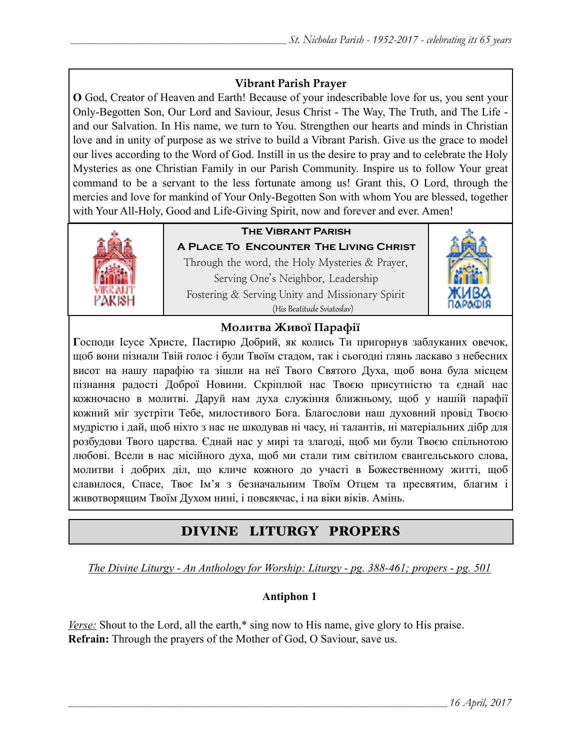### Vibrant Parish Prayer

**O** God, Creator of Heaven and Earth! Because of your indescribable love for us, you sent your Only-Begotten Son, Our Lord and Saviour, Jesus Christ - The Way, The Truth, and The Life - and our Salvation. In His name, we turn to You. Strengthen our hearts and minds in Christian love and in unity of purpose as we strive to build a Vibrant Parish. Give us the grace to model our lives according to the Word of God. Instill in us the desire to pray and to celebrate the Holy Mysteries as one Christian Family in our Parish Community. Inspire us to follow Your great command to be a servant to the less fortunate among us! Grant this, O Lord, through the mercies and love for mankind of Your Only-Begotten Son with whom You are blessed, together with Your All-Holy, Good and Life-Giving Spirit, now and forever and ever. Amen!

**The Vibrant Parish**

**A Place To Encounter The Living Christ**

Through the word, the Holy Mysteries & Prayer,
Serving One's Neighbor, Leadership
Fostering & Serving Unity and Missionary Spirit
(His Beatitude Sviatoslav)

### Молитва Живої Парафії

**Г**осподи Ісусе Христе, Пастирю Добрий, як колись Ти пригорнув заблуканих овечок, щоб вони пізнали Твій голос і були Твоїм стадом, так і сьогодні глянь ласкаво з небесних висот на нашу парафію та зішли на неї Твого Святого Духа, щоб вона була місцем пізнання радості Доброї Новини. Скріплюй нас Твоєю присутністю та єднай нас кожночасно в молитві. Даруй нам духа служіння ближньому, щоб у нашій парафії кожний міг зустріти Тебе, милостивого Бога. Благослови наш духовний провід Твоєю мудрістю і дай, щоб ніхто з нас не шкодував ні часу, ні талантів, ні матеріальних дібр для розбудови Твого царства. Єднай нас у мирі та злагоді, щоб ми були Твоєю спільнотою любові. Всели в нас місійного духа, щоб ми стали тим світилом євангельського слова, молитви і добрих діл, що кличе кожного до участі в Божественному житті, щоб славилося, Спасе, Твоє Ім'я з безначальним Твоїм Отцем та пресвятим, благим і животворящим Твоїм Духом нині, і повсякчас, і на віки віків. Амінь.

## DIVINE LITURGY PROPERS

*The Divine Liturgy - An Anthology for Worship: Liturgy - pg. 388-461; propers - pg. 501*

**Antiphon 1**

*Verse:* Shout to the Lord, all the earth,* sing now to His name, give glory to His praise.
**Refrain:** Through the prayers of the Mother of God, O Saviour, save us.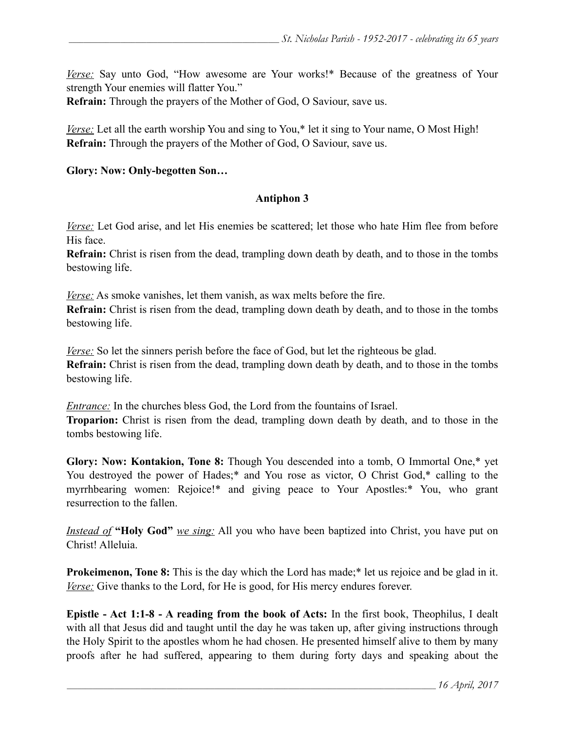*Verse:* Say unto God, "How awesome are Your works!* Because of the greatness of Your strength Your enemies will flatter You."
**Refrain:** Through the prayers of the Mother of God, O Saviour, save us.

*Verse:* Let all the earth worship You and sing to You,* let it sing to Your name, O Most High!
**Refrain:** Through the prayers of the Mother of God, O Saviour, save us.

**Glory: Now: Only-begotten Son…**

## Antiphon 3

*Verse:* Let God arise, and let His enemies be scattered; let those who hate Him flee from before His face.
**Refrain:** Christ is risen from the dead, trampling down death by death, and to those in the tombs bestowing life.

*Verse:* As smoke vanishes, let them vanish, as wax melts before the fire.
**Refrain:** Christ is risen from the dead, trampling down death by death, and to those in the tombs bestowing life.

*Verse:* So let the sinners perish before the face of God, but let the righteous be glad.
**Refrain:** Christ is risen from the dead, trampling down death by death, and to those in the tombs bestowing life.

*Entrance:* In the churches bless God, the Lord from the fountains of Israel.
**Troparion:** Christ is risen from the dead, trampling down death by death, and to those in the tombs bestowing life.

**Glory: Now: Kontakion, Tone 8:** Though You descended into a tomb, O Immortal One,* yet You destroyed the power of Hades;* and You rose as victor, O Christ God,* calling to the myrrhbearing women: Rejoice!* and giving peace to Your Apostles:* You, who grant resurrection to the fallen.

*Instead of* **"Holy God"** *we sing:* All you who have been baptized into Christ, you have put on Christ! Alleluia.

**Prokeimenon, Tone 8:** This is the day which the Lord has made;* let us rejoice and be glad in it.
*Verse:* Give thanks to the Lord, for He is good, for His mercy endures forever.

**Epistle - Act 1:1-8 - A reading from the book of Acts:** In the first book, Theophilus, I dealt with all that Jesus did and taught until the day he was taken up, after giving instructions through the Holy Spirit to the apostles whom he had chosen. He presented himself alive to them by many proofs after he had suffered, appearing to them during forty days and speaking about the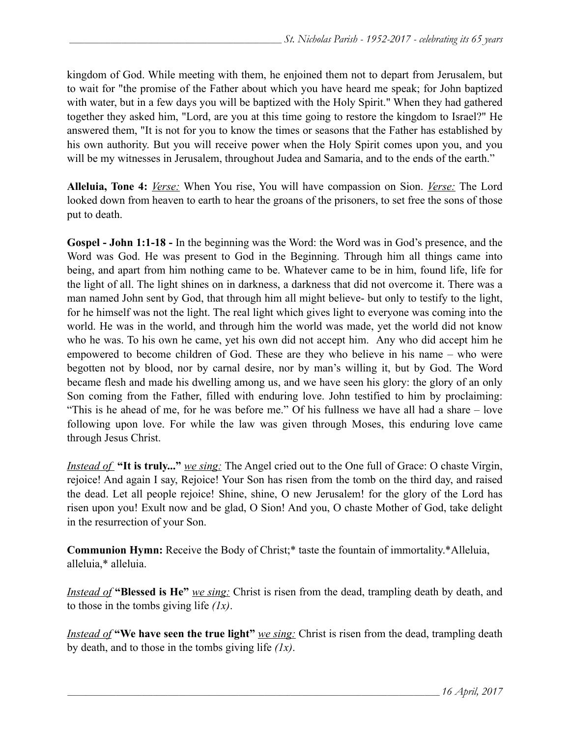kingdom of God. While meeting with them, he enjoined them not to depart from Jerusalem, but to wait for "the promise of the Father about which you have heard me speak; for John baptized with water, but in a few days you will be baptized with the Holy Spirit." When they had gathered together they asked him, "Lord, are you at this time going to restore the kingdom to Israel?" He answered them, "It is not for you to know the times or seasons that the Father has established by his own authority. But you will receive power when the Holy Spirit comes upon you, and you will be my witnesses in Jerusalem, throughout Judea and Samaria, and to the ends of the earth."

**Alleluia, Tone 4:** *Verse:* When You rise, You will have compassion on Sion. *Verse:* The Lord looked down from heaven to earth to hear the groans of the prisoners, to set free the sons of those put to death.

**Gospel - John 1:1-18 -** In the beginning was the Word: the Word was in God's presence, and the Word was God. He was present to God in the Beginning. Through him all things came into being, and apart from him nothing came to be. Whatever came to be in him, found life, life for the light of all. The light shines on in darkness, a darkness that did not overcome it. There was a man named John sent by God, that through him all might believe- but only to testify to the light, for he himself was not the light. The real light which gives light to everyone was coming into the world. He was in the world, and through him the world was made, yet the world did not know who he was. To his own he came, yet his own did not accept him. Any who did accept him he empowered to become children of God. These are they who believe in his name – who were begotten not by blood, nor by carnal desire, nor by man's willing it, but by God. The Word became flesh and made his dwelling among us, and we have seen his glory: the glory of an only Son coming from the Father, filled with enduring love. John testified to him by proclaiming: "This is he ahead of me, for he was before me." Of his fullness we have all had a share – love following upon love. For while the law was given through Moses, this enduring love came through Jesus Christ.

*Instead of* **"It is truly..."** *we sing:* The Angel cried out to the One full of Grace: O chaste Virgin, rejoice! And again I say, Rejoice! Your Son has risen from the tomb on the third day, and raised the dead. Let all people rejoice! Shine, shine, O new Jerusalem! for the glory of the Lord has risen upon you! Exult now and be glad, O Sion! And you, O chaste Mother of God, take delight in the resurrection of your Son.

**Communion Hymn:** Receive the Body of Christ;* taste the fountain of immortality.*Alleluia, alleluia,* alleluia.

*Instead of* **"Blessed is He"** *we sing:* Christ is risen from the dead, trampling death by death, and to those in the tombs giving life *(1x)*.

*Instead of* **"We have seen the true light"** *we sing:* Christ is risen from the dead, trampling death by death, and to those in the tombs giving life *(1x)*.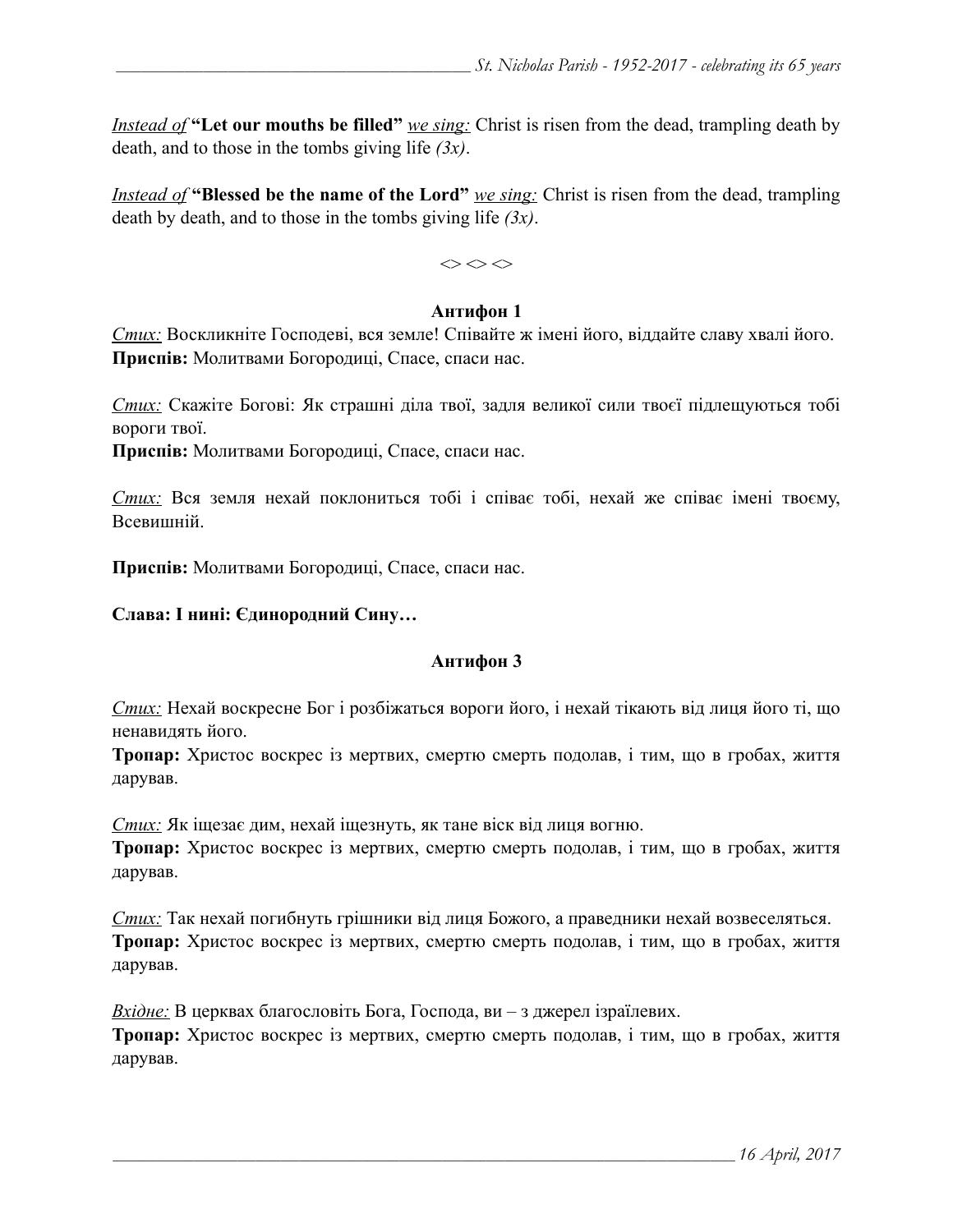*Instead of* **"Let our mouths be filled"** *we sing:* Christ is risen from the dead, trampling death by death, and to those in the tombs giving life *(3x)*.

*Instead of* **"Blessed be the name of the Lord"** *we sing:* Christ is risen from the dead, trampling death by death, and to those in the tombs giving life *(3x)*.

<> <> <>

**Антифон 1**

*Стих:* Воскликніте Господеві, вся земле! Співайте ж імені його, віддайте славу хвалі його.
**Приспів:** Молитвами Богородиці, Спасе, спаси нас.

*Стих:* Скажіте Богові: Як страшні діла твої, задля великої сили твоєї підлещуються тобі вороги твої.
**Приспів:** Молитвами Богородиці, Спасе, спаси нас.

*Стих:* Вся земля нехай поклониться тобі і співає тобі, нехай же співає імені твоєму, Всевишній.

**Приспів:** Молитвами Богородиці, Спасе, спаси нас.

**Слава: І нині: Єдинородний Сину…**

**Антифон 3**

*Стих:* Нехай воскресне Бог і розбіжаться вороги його, і нехай тікають від лиця його ті, що ненавидять його.
**Тропар:** Христос воскрес із мертвих, смертю смерть подолав, і тим, що в гробах, життя дарував.

*Стих:* Як іщезає дим, нехай іщезнуть, як тане віск від лиця вогню.
**Тропар:** Христос воскрес із мертвих, смертю смерть подолав, і тим, що в гробах, життя дарував.

*Стих:* Так нехай погибнуть грішники від лиця Божого, а праведники нехай возвеселяться.
**Тропар:** Христос воскрес із мертвих, смертю смерть подолав, і тим, що в гробах, життя дарував.

*Вхідне:* В церквах благословіть Бога, Господа, ви – з джерел ізраїлевих.
**Тропар:** Христос воскрес із мертвих, смертю смерть подолав, і тим, що в гробах, життя дарував.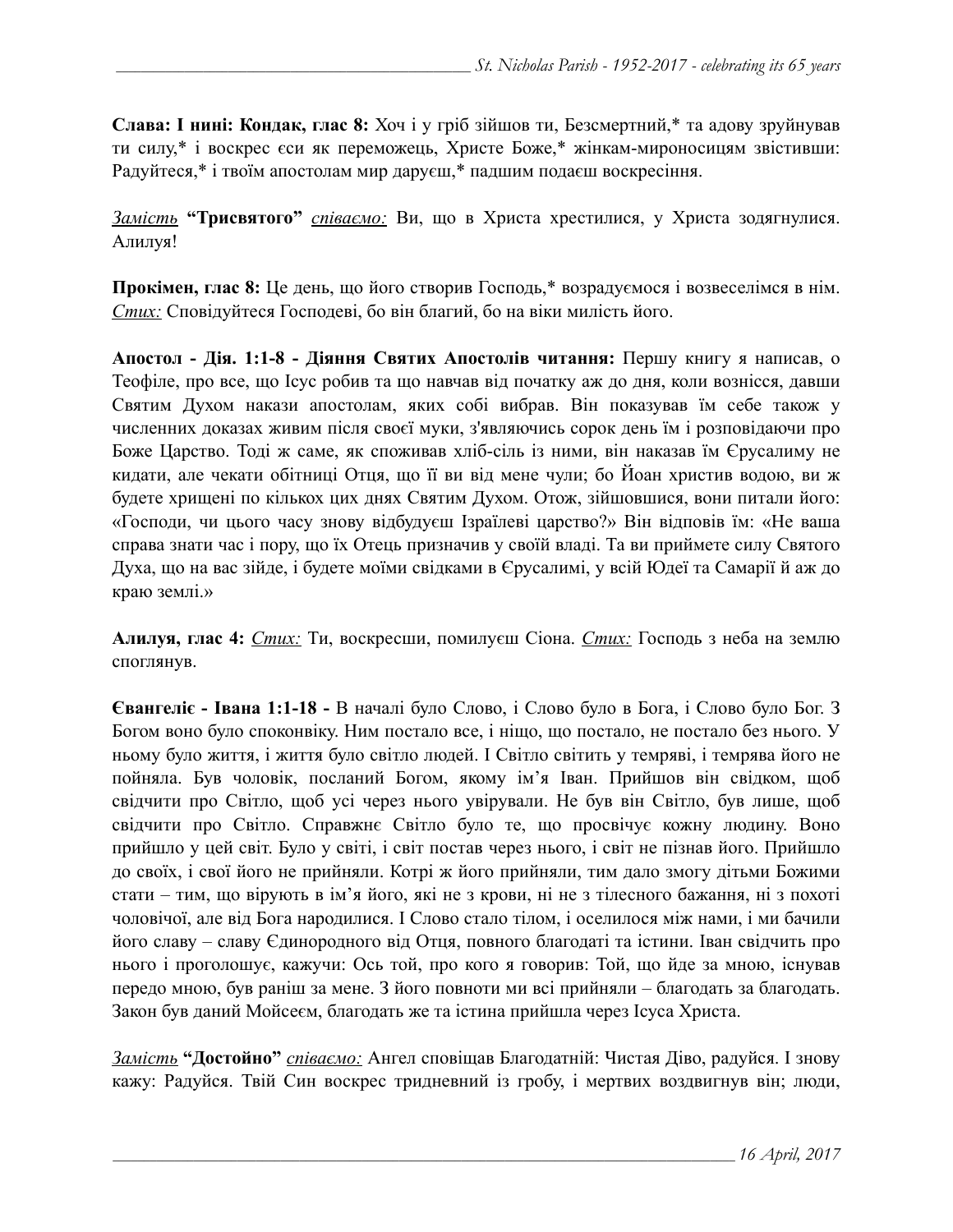**Слава: І нині: Кондак, глас 8:** Хоч і у гріб зійшов ти, Безсмертний,* та адову зруйнував ти силу,* і воскрес єси як переможець, Христе Боже,* жінкам-мироносицям звістивши: Радуйтеся,* і твоїм апостолам мир даруєш,* падшим подаєш воскресіння.

*Замість* **"Трисвятого"** *співаємо:* Ви, що в Христа хрестилися, у Христа зодягнулися. Алилуя!

**Прокімен, глас 8:** Це день, що його створив Господь,* возрадуємося і возвеселімся в нім. *Стих:* Сповідуйтеся Господеві, бо він благий, бо на віки милість його.

**Апостол - Дія. 1:1-8 - Діяння Святих Апостолів читання:** Першу книгу я написав, о Теофіле, про все, що Ісус робив та що навчав від початку аж до дня, коли вознісся, давши Святим Духом накази апостолам, яких собі вибрав. Він показував їм себе також у численних доказах живим після своєї муки, з'являючись сорок день їм і розповідаючи про Боже Царство. Тоді ж саме, як споживав хліб-сіль із ними, він наказав їм Єрусалиму не кидати, але чекати обітниці Отця, що її ви від мене чули; бо Йоан христив водою, ви ж будете хрищені по кількох цих днях Святим Духом. Отож, зійшовшися, вони питали його: «Господи, чи цього часу знову відбудуєш Ізраїлеві царство?» Він відповів їм: «Не ваша справа знати час і пору, що їх Отець призначив у своїй владі. Та ви приймете силу Святого Духа, що на вас зійде, і будете моїми свідками в Єрусалимі, у всій Юдеї та Самарії й аж до краю землі.»

**Алилуя, глас 4:** *Стих:* Ти, воскресши, помилуєш Сіона. *Стих:* Господь з неба на землю споглянув.

**Євангеліє - Івана 1:1-18 -** В началі було Слово, і Слово було в Бога, і Слово було Бог. З Богом воно було споконвіку. Ним постало все, і ніщо, що постало, не постало без нього. У ньому було життя, і життя було світло людей. І Світло світить у темряві, і темрява його не пойняла. Був чоловік, посланий Богом, якому ім'я Іван. Прийшов він свідком, щоб свідчити про Світло, щоб усі через нього увірували. Не був він Світло, був лише, щоб свідчити про Світло. Справжнє Світло було те, що просвічує кожну людину. Воно прийшло у цей світ. Було у світі, і світ постав через нього, і світ не пізнав його. Прийшло до своїх, і свої його не прийняли. Котрі ж його прийняли, тим дало змогу дітьми Божими стати – тим, що вірують в ім'я його, які не з крови, ні не з тілесного бажання, ні з похоті чоловічої, але від Бога народилися. І Слово стало тілом, і оселилося між нами, і ми бачили його славу – славу Єдинородного від Отця, повного благодаті та істини. Іван свідчить про нього і проголошує, кажучи: Ось той, про кого я говорив: Той, що йде за мною, існував передо мною, був раніш за мене. З його повноти ми всі прийняли – благодать за благодать. Закон був даний Мойсеєм, благодать же та істина прийшла через Ісуса Христа.

*Замість* **"Достойно"** *співаємо:* Ангел сповіщав Благодатній: Чистая Діво, радуйся. І знову кажу: Радуйся. Твій Син воскрес тридневний із гробу, і мертвих воздвигнув він; люди,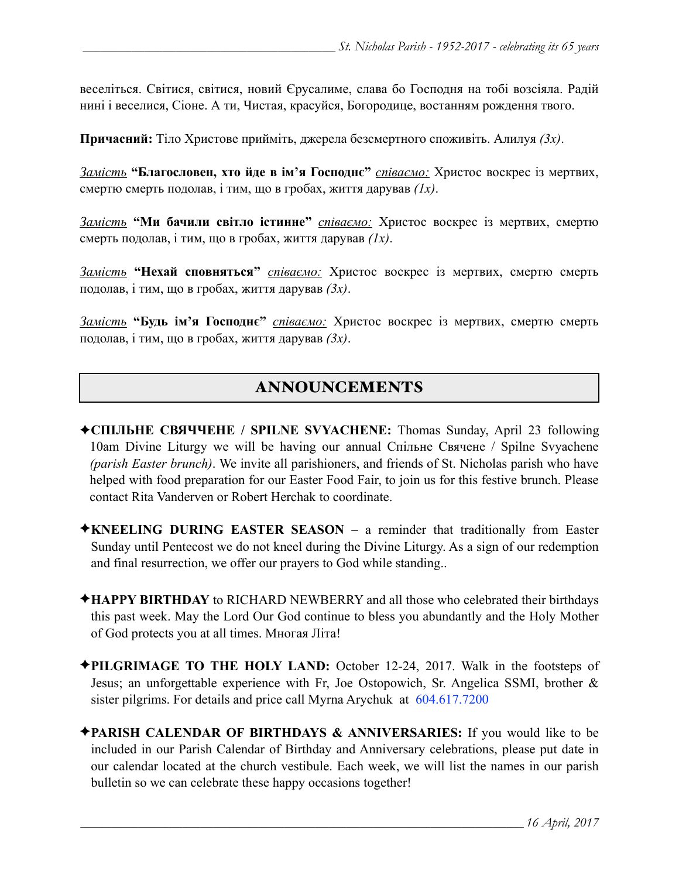веселіться. Світися, світися, новий Єрусалиме, слава бо Господня на тобі возсіяла. Радій нині і веселися, Сіоне. А ти, Чистая, красуйся, Богородице, востанням рождення твого.

**Причасний:** Тіло Христове прийміть, джерела безсмертного споживіть. Алилуя *(3x)*.

*Замість* **"Благословен, хто йде в ім'я Господнє"** *співаємо:* Христос воскрес із мертвих, смертю смерть подолав, і тим, що в гробах, життя дарував *(1x)*.

*Замість* **"Ми бачили світло істинне"** *співаємо:* Христос воскрес із мертвих, смертю смерть подолав, і тим, що в гробах, життя дарував *(1x)*.

*Замість* **"Нехай сповняться"** *співаємо:* Христос воскрес із мертвих, смертю смерть подолав, і тим, що в гробах, життя дарував *(3x)*.

*Замість* **"Будь ім'я Господнє"** *співаємо:* Христос воскрес із мертвих, смертю смерть подолав, і тим, що в гробах, життя дарував *(3x)*.

## ANNOUNCEMENTS

✦**СПІЛЬНЕ СВЯЧЧЕНЕ / SPILNE SVYACHENE:** Thomas Sunday, April 23 following 10am Divine Liturgy we will be having our annual Спільне Свячене / Spilne Svyachene *(parish Easter brunch)*. We invite all parishioners, and friends of St. Nicholas parish who have helped with food preparation for our Easter Food Fair, to join us for this festive brunch. Please contact Rita Vanderven or Robert Herchak to coordinate.

✦**KNEELING DURING EASTER SEASON** – a reminder that traditionally from Easter Sunday until Pentecost we do not kneel during the Divine Liturgy. As a sign of our redemption and final resurrection, we offer our prayers to God while standing..

✦**HAPPY BIRTHDAY** to RICHARD NEWBERRY and all those who celebrated their birthdays this past week. May the Lord Our God continue to bless you abundantly and the Holy Mother of God protects you at all times. Многая Літа!

✦**PILGRIMAGE TO THE HOLY LAND:** October 12-24, 2017. Walk in the footsteps of Jesus; an unforgettable experience with Fr, Joe Ostopowich, Sr. Angelica SSMI, brother & sister pilgrims. For details and price call Myrna Arychuk at 604.617.7200

✦**PARISH CALENDAR OF BIRTHDAYS & ANNIVERSARIES:** If you would like to be included in our Parish Calendar of Birthday and Anniversary celebrations, please put date in our calendar located at the church vestibule. Each week, we will list the names in our parish bulletin so we can celebrate these happy occasions together!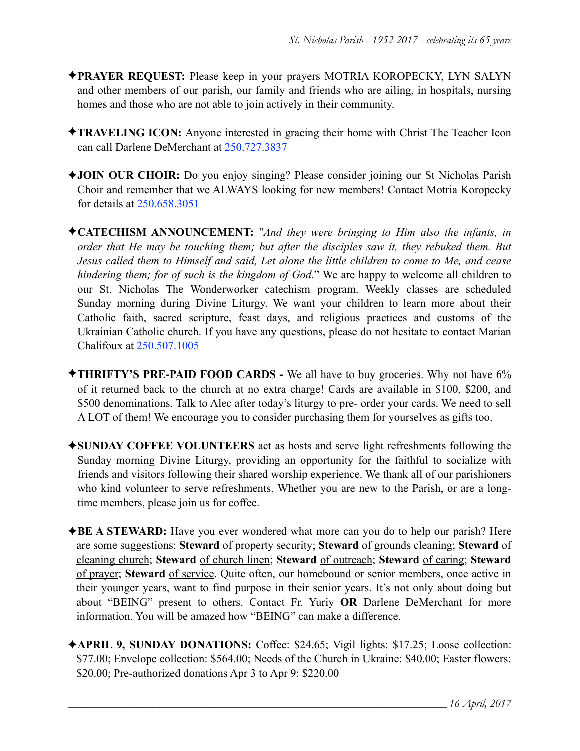✦**PRAYER REQUEST:** Please keep in your prayers MOTRIA KOROPECKY, LYN SALYN and other members of our parish, our family and friends who are ailing, in hospitals, nursing homes and those who are not able to join actively in their community.

✦**TRAVELING ICON:** Anyone interested in gracing their home with Christ The Teacher Icon can call Darlene DeMerchant at 250.727.3837

✦**JOIN OUR CHOIR:** Do you enjoy singing? Please consider joining our St Nicholas Parish Choir and remember that we ALWAYS looking for new members! Contact Motria Koropecky for details at 250.658.3051

✦**CATECHISM ANNOUNCEMENT:** "*And they were bringing to Him also the infants, in order that He may be touching them; but after the disciples saw it, they rebuked them. But Jesus called them to Himself and said, Let alone the little children to come to Me, and cease hindering them; for of such is the kingdom of God*." We are happy to welcome all children to our St. Nicholas The Wonderworker catechism program. Weekly classes are scheduled Sunday morning during Divine Liturgy. We want your children to learn more about their Catholic faith, sacred scripture, feast days, and religious practices and customs of the Ukrainian Catholic church. If you have any questions, please do not hesitate to contact Marian Chalifoux at 250.507.1005

✦**THRIFTY'S PRE-PAID FOOD CARDS -** We all have to buy groceries. Why not have 6% of it returned back to the church at no extra charge! Cards are available in $100, $200, and $500 denominations. Talk to Alec after today's liturgy to pre- order your cards. We need to sell A LOT of them! We encourage you to consider purchasing them for yourselves as gifts too.

✦**SUNDAY COFFEE VOLUNTEERS** act as hosts and serve light refreshments following the Sunday morning Divine Liturgy, providing an opportunity for the faithful to socialize with friends and visitors following their shared worship experience. We thank all of our parishioners who kind volunteer to serve refreshments. Whether you are new to the Parish, or are a long-time members, please join us for coffee.

✦**BE A STEWARD:** Have you ever wondered what more can you do to help our parish? Here are some suggestions: **Steward** of property security; **Steward** of grounds cleaning; **Steward** of cleaning church; **Steward** of church linen; **Steward** of outreach; **Steward** of caring; **Steward** of prayer; **Steward** of service. Quite often, our homebound or senior members, once active in their younger years, want to find purpose in their senior years. It's not only about doing but about "BEING" present to others. Contact Fr. Yuriy **OR** Darlene DeMerchant for more information. You will be amazed how "BEING" can make a difference.

✦**APRIL 9, SUNDAY DONATIONS:** Coffee: $24.65; Vigil lights: $17.25; Loose collection: $77.00; Envelope collection: $564.00; Needs of the Church in Ukraine: $40.00; Easter flowers: $20.00; Pre-authorized donations Apr 3 to Apr 9: $220.00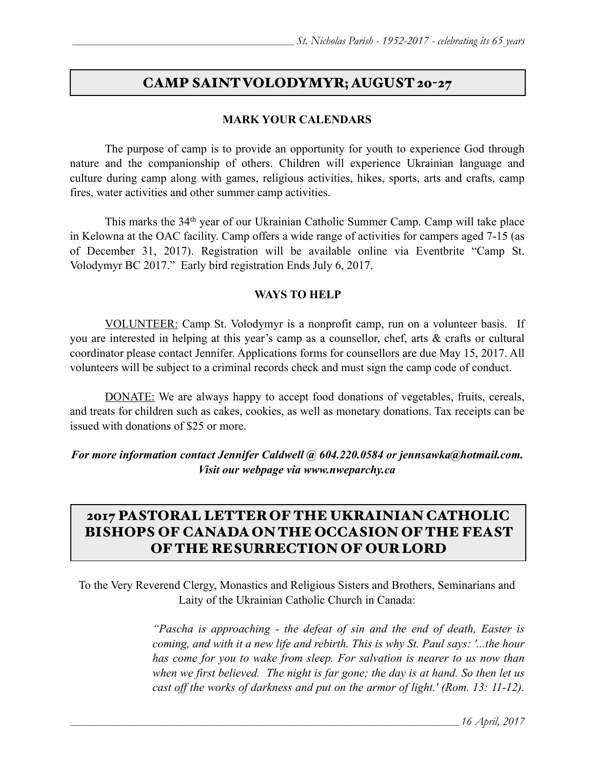## CAMP SAINT VOLODYMYR; AUGUST 20-27

**MARK YOUR CALENDARS**

The purpose of camp is to provide an opportunity for youth to experience God through nature and the companionship of others. Children will experience Ukrainian language and culture during camp along with games, religious activities, hikes, sports, arts and crafts, camp fires, water activities and other summer camp activities.

This marks the 34th year of our Ukrainian Catholic Summer Camp. Camp will take place in Kelowna at the OAC facility. Camp offers a wide range of activities for campers aged 7-15 (as of December 31, 2017). Registration will be available online via Eventbrite "Camp St. Volodymyr BC 2017." Early bird registration Ends July 6, 2017.

**WAYS TO HELP**

VOLUNTEER: Camp St. Volodymyr is a nonprofit camp, run on a volunteer basis. If you are interested in helping at this year's camp as a counsellor, chef, arts & crafts or cultural coordinator please contact Jennifer. Applications forms for counsellors are due May 15, 2017. All volunteers will be subject to a criminal records check and must sign the camp code of conduct.

DONATE: We are always happy to accept food donations of vegetables, fruits, cereals, and treats for children such as cakes, cookies, as well as monetary donations. Tax receipts can be issued with donations of $25 or more.

***For more information contact Jennifer Caldwell @ 604.220.0584 or jennsawka@hotmail.com. Visit our webpage via www.nweparchy.ca***

## 2017 PASTORAL LETTER OF THE UKRAINIAN CATHOLIC BISHOPS OF CANADA ON THE OCCASION OF THE FEAST OF THE RESURRECTION OF OUR LORD

To the Very Reverend Clergy, Monastics and Religious Sisters and Brothers, Seminarians and Laity of the Ukrainian Catholic Church in Canada:

> *"Pascha is approaching - the defeat of sin and the end of death, Easter is coming, and with it a new life and rebirth. This is why St. Paul says: '...the hour has come for you to wake from sleep. For salvation is nearer to us now than when we first believed. The night is far gone; the day is at hand. So then let us cast off the works of darkness and put on the armor of light.' (Rom. 13: 11-12).*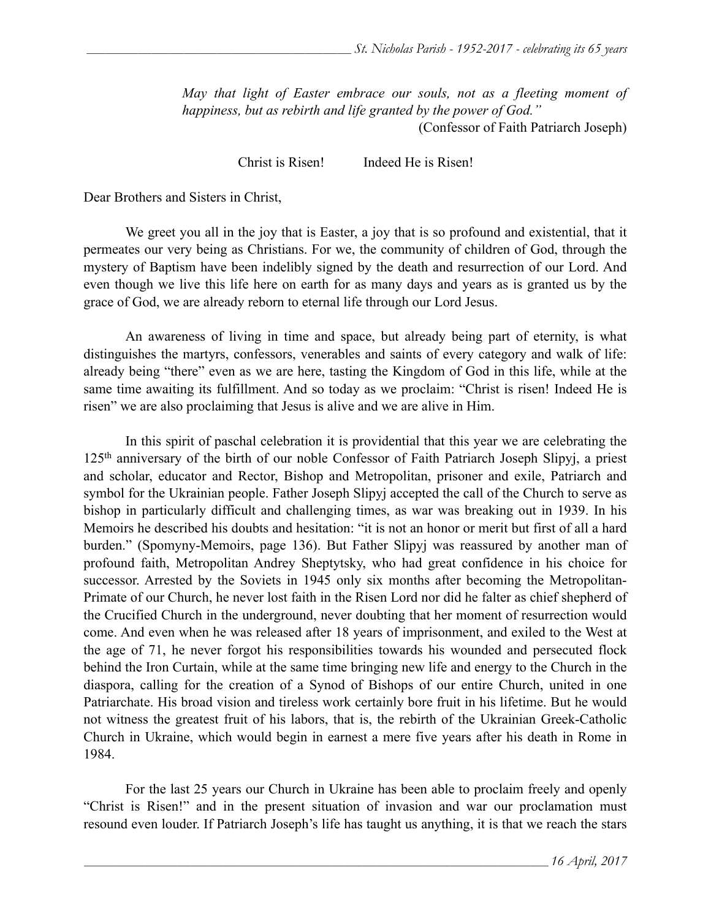*May that light of Easter embrace our souls, not as a fleeting moment of happiness, but as rebirth and life granted by the power of God."*

(Confessor of Faith Patriarch Joseph)

Christ is Risen!    Indeed He is Risen!

Dear Brothers and Sisters in Christ,

We greet you all in the joy that is Easter, a joy that is so profound and existential, that it permeates our very being as Christians. For we, the community of children of God, through the mystery of Baptism have been indelibly signed by the death and resurrection of our Lord. And even though we live this life here on earth for as many days and years as is granted us by the grace of God, we are already reborn to eternal life through our Lord Jesus.

An awareness of living in time and space, but already being part of eternity, is what distinguishes the martyrs, confessors, venerables and saints of every category and walk of life: already being "there" even as we are here, tasting the Kingdom of God in this life, while at the same time awaiting its fulfillment. And so today as we proclaim: "Christ is risen! Indeed He is risen" we are also proclaiming that Jesus is alive and we are alive in Him.

In this spirit of paschal celebration it is providential that this year we are celebrating the 125th anniversary of the birth of our noble Confessor of Faith Patriarch Joseph Slipyj, a priest and scholar, educator and Rector, Bishop and Metropolitan, prisoner and exile, Patriarch and symbol for the Ukrainian people. Father Joseph Slipyj accepted the call of the Church to serve as bishop in particularly difficult and challenging times, as war was breaking out in 1939. In his Memoirs he described his doubts and hesitation: "it is not an honor or merit but first of all a hard burden." (Spomyny-Memoirs, page 136). But Father Slipyj was reassured by another man of profound faith, Metropolitan Andrey Sheptytsky, who had great confidence in his choice for successor. Arrested by the Soviets in 1945 only six months after becoming the Metropolitan-Primate of our Church, he never lost faith in the Risen Lord nor did he falter as chief shepherd of the Crucified Church in the underground, never doubting that her moment of resurrection would come. And even when he was released after 18 years of imprisonment, and exiled to the West at the age of 71, he never forgot his responsibilities towards his wounded and persecuted flock behind the Iron Curtain, while at the same time bringing new life and energy to the Church in the diaspora, calling for the creation of a Synod of Bishops of our entire Church, united in one Patriarchate. His broad vision and tireless work certainly bore fruit in his lifetime. But he would not witness the greatest fruit of his labors, that is, the rebirth of the Ukrainian Greek-Catholic Church in Ukraine, which would begin in earnest a mere five years after his death in Rome in 1984.

For the last 25 years our Church in Ukraine has been able to proclaim freely and openly "Christ is Risen!" and in the present situation of invasion and war our proclamation must resound even louder. If Patriarch Joseph's life has taught us anything, it is that we reach the stars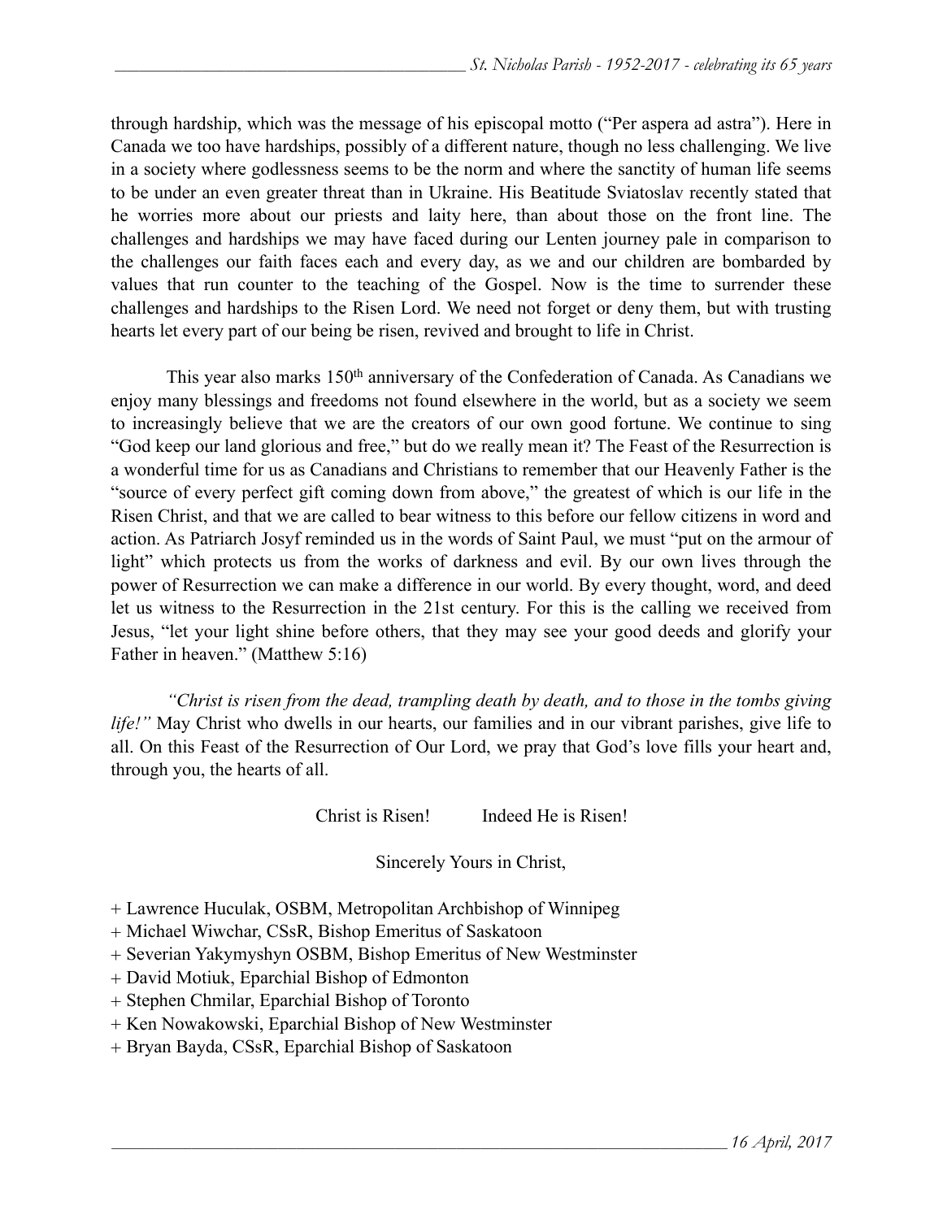through hardship, which was the message of his episcopal motto ("Per aspera ad astra"). Here in Canada we too have hardships, possibly of a different nature, though no less challenging. We live in a society where godlessness seems to be the norm and where the sanctity of human life seems to be under an even greater threat than in Ukraine. His Beatitude Sviatoslav recently stated that he worries more about our priests and laity here, than about those on the front line. The challenges and hardships we may have faced during our Lenten journey pale in comparison to the challenges our faith faces each and every day, as we and our children are bombarded by values that run counter to the teaching of the Gospel. Now is the time to surrender these challenges and hardships to the Risen Lord. We need not forget or deny them, but with trusting hearts let every part of our being be risen, revived and brought to life in Christ.

This year also marks 150th anniversary of the Confederation of Canada. As Canadians we enjoy many blessings and freedoms not found elsewhere in the world, but as a society we seem to increasingly believe that we are the creators of our own good fortune. We continue to sing "God keep our land glorious and free," but do we really mean it? The Feast of the Resurrection is a wonderful time for us as Canadians and Christians to remember that our Heavenly Father is the "source of every perfect gift coming down from above," the greatest of which is our life in the Risen Christ, and that we are called to bear witness to this before our fellow citizens in word and action. As Patriarch Josyf reminded us in the words of Saint Paul, we must "put on the armour of light" which protects us from the works of darkness and evil. By our own lives through the power of Resurrection we can make a difference in our world. By every thought, word, and deed let us witness to the Resurrection in the 21st century. For this is the calling we received from Jesus, "let your light shine before others, that they may see your good deeds and glorify your Father in heaven." (Matthew 5:16)

*"Christ is risen from the dead, trampling death by death, and to those in the tombs giving life!"* May Christ who dwells in our hearts, our families and in our vibrant parishes, give life to all. On this Feast of the Resurrection of Our Lord, we pray that God's love fills your heart and, through you, the hearts of all.

Christ is Risen! Indeed He is Risen!

Sincerely Yours in Christ,

+ Lawrence Huculak, OSBM, Metropolitan Archbishop of Winnipeg
+ Michael Wiwchar, CSsR, Bishop Emeritus of Saskatoon
+ Severian Yakymyshyn OSBM, Bishop Emeritus of New Westminster
+ David Motiuk, Eparchial Bishop of Edmonton
+ Stephen Chmilar, Eparchial Bishop of Toronto
+ Ken Nowakowski, Eparchial Bishop of New Westminster
+ Bryan Bayda, CSsR, Eparchial Bishop of Saskatoon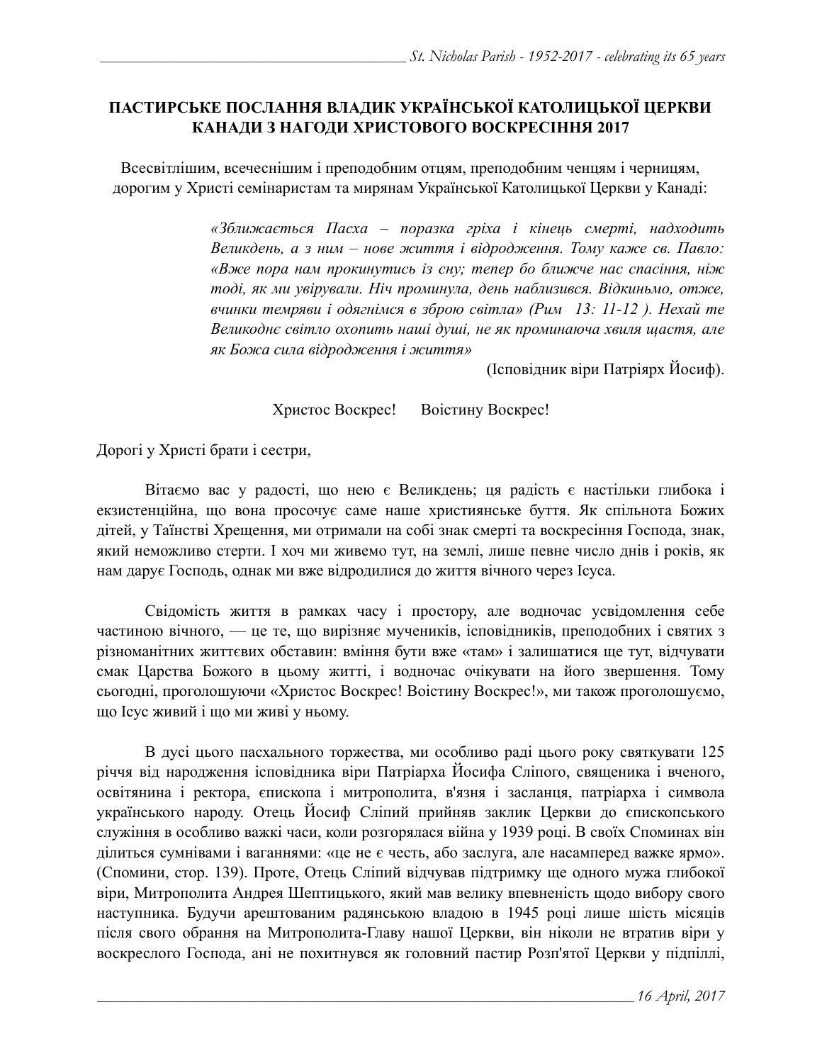# ПАСТИРСЬКЕ ПОСЛАННЯ ВЛАДИК УКРАЇНСЬКОЇ КАТОЛИЦЬКОЇ ЦЕРКВИ КАНАДИ З НАГОДИ ХРИСТОВОГО ВОСКРЕСІННЯ 2017

Всесвітлішим, всечеснішим і преподобним отцям, преподобним ченцям і черницям, дорогим у Христі семінаристам та мирянам Української Католицької Церкви у Канаді:

> *«Зближається Пасха – поразка гріха і кінець смерті, надходить Великдень, а з ним – нове життя і відродження. Тому каже св. Павло: «Вже пора нам прокинутись із сну; тепер бо ближче нас спасіння, ніж тоді, як ми увірували. Ніч проминула, день наблизився. Відкиньмо, отже, вчинки темряви і одягнімся в зброю світла» (Рим 13: 11-12 ). Нехай те Великоднє світло охопить наші душі, не як проминаюча хвиля щастя, але як Божа сила відродження і життя»*
>
> (Ісповідник віри Патріярх Йосиф).

Христос Воскрес! Воістину Воскрес!

Дорогі у Христі брати і сестри,

Вітаємо вас у радості, що нею є Великдень; ця радість є настільки глибока і екзистенційна, що вона просочує саме наше християнське буття. Як спільнота Божих дітей, у Таїнстві Хрещення, ми отримали на собі знак смерті та воскресіння Господа, знак, який неможливо стерти. І хоч ми живемо тут, на землі, лише певне число днів і років, як нам дарує Господь, однак ми вже відродилися до життя вічного через Ісуса.

Свідомість життя в рамках часу і простору, але водночас усвідомлення себе частиною вічного, — це те, що вирізняє мучеників, ісповідників, преподобних і святих з різноманітних життєвих обставин: вміння бути вже «там» і залишатися ще тут, відчувати смак Царства Божого в цьому житті, і водночас очікувати на його звершення. Тому сьогодні, проголошуючи «Христос Воскрес! Воістину Воскрес!», ми також проголошуємо, що Ісус живий і що ми живі у ньому.

В дусі цього пасхального торжества, ми особливо раді цього року святкувати 125 річчя від народження ісповідника віри Патріарха Йосифа Сліпого, священика і вченого, освітянина і ректора, єпископа і митрополита, в'язня і засланця, патріарха і символа українського народу. Отець Йосиф Сліпий прийняв заклик Церкви до єпископського служіння в особливо важкі часи, коли розгорялася війна у 1939 році. В своїх Споминах він ділиться сумнівами і ваганнями: «це не є честь, або заслуга, але насамперед важке ярмо». (Спомини, стор. 139). Проте, Отець Сліпий відчував підтримку ще одного мужа глибокої віри, Митрополита Андрея Шептицького, який мав велику впевненість щодо вибору свого наступника. Будучи арештованим радянською владою в 1945 році лише шість місяців після свого обрання на Митрополита-Главу нашої Церкви, він ніколи не втратив віри у воскреслого Господа, ані не похитнувся як головний пастир Розп'ятої Церкви у підпіллі,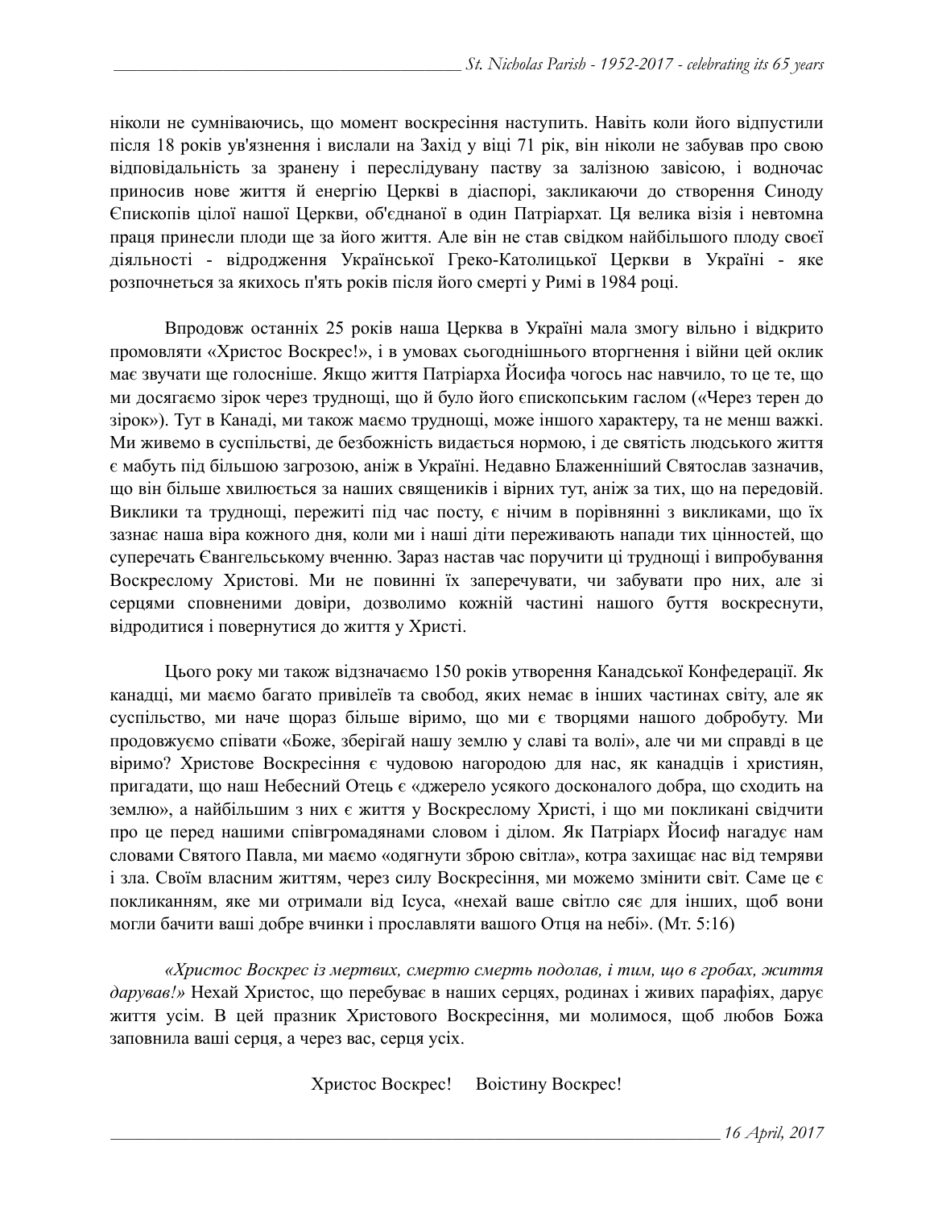ніколи не сумніваючись, що момент воскресіння наступить. Навіть коли його відпустили після 18 років ув'язнення і вислали на Захід у віці 71 рік, він ніколи не забував про свою відповідальність за зранену і переслідувану паству за залізною завісою, і водночас приносив нове життя й енергію Церкві в діаспорі, закликаючи до створення Синоду Єпископів цілої нашої Церкви, об'єднаної в один Патріархат. Ця велика візія і невтомна праця принесли плоди ще за його життя. Але він не став свідком найбільшого плоду своєї діяльності - відродження Української Греко-Католицької Церкви в Україні - яке розпочнеться за якихось п'ять років після його смерті у Римі в 1984 році.

Впродовж останніх 25 років наша Церква в Україні мала змогу вільно і відкрито промовляти «Христос Воскрес!», і в умовах сьогоднішнього вторгнення і війни цей оклик має звучати ще голосніше. Якщо життя Патріарха Йосифа чогось нас навчило, то це те, що ми досягаємо зірок через труднощі, що й було його єпископським гаслом («Через терен до зірок»). Тут в Канаді, ми також маємо труднощі, може іншого характеру, та не менш важкі. Ми живемо в суспільстві, де безбожність видається нормою, і де святість людського життя є мабуть під більшою загрозою, аніж в Україні. Недавно Блаженніший Святослав зазначив, що він більше хвилюється за наших священиків і вірних тут, аніж за тих, що на передовій. Виклики та труднощі, пережиті під час посту, є нічим в порівнянні з викликами, що їх зазнає наша віра кожного дня, коли ми і наші діти переживають напади тих цінностей, що суперечать Євангельському вченню. Зараз настав час поручити ці труднощі і випробування Воскреслому Христові. Ми не повинні їх заперечувати, чи забувати про них, але зі серцями сповненими довіри, дозволимо кожній частині нашого буття воскреснути, відродитися і повернутися до життя у Христі.

Цього року ми також відзначаємо 150 років утворення Канадської Конфедерації. Як канадці, ми маємо багато привілеїв та свобод, яких немає в інших частинах світу, але як суспільство, ми наче щораз більше віримо, що ми є творцями нашого добробуту. Ми продовжуємо співати «Боже, зберігай нашу землю у славі та волі», але чи ми справді в це віримо? Христове Воскресіння є чудовою нагородою для нас, як канадців і християн, пригадати, що наш Небесний Отець є «джерело усякого досконалого добра, що сходить на землю», а найбільшим з них є життя у Воскреслому Христі, і що ми покликані свідчити про це перед нашими співгромадянами словом і ділом. Як Патріарх Йосиф нагадує нам словами Святого Павла, ми маємо «одягнути зброю світла», котра захищає нас від темряви і зла. Своїм власним життям, через силу Воскресіння, ми можемо змінити світ. Саме це є покликанням, яке ми отримали від Ісуса, «нехай ваше світло сяє для інших, щоб вони могли бачити ваші добре вчинки і прославляти вашого Отця на небі». (Мт. 5:16)

*«Христос Воскрес із мертвих, смертю смерть подолав, і тим, що в гробах, життя дарував!»* Нехай Христос, що перебуває в наших серцях, родинах і живих парафіях, дарує життя усім. В цей празник Христового Воскресіння, ми молимося, щоб любов Божа заповнила ваші серця, а через вас, серця усіх.

Христос Воскрес! Воістину Воскрес!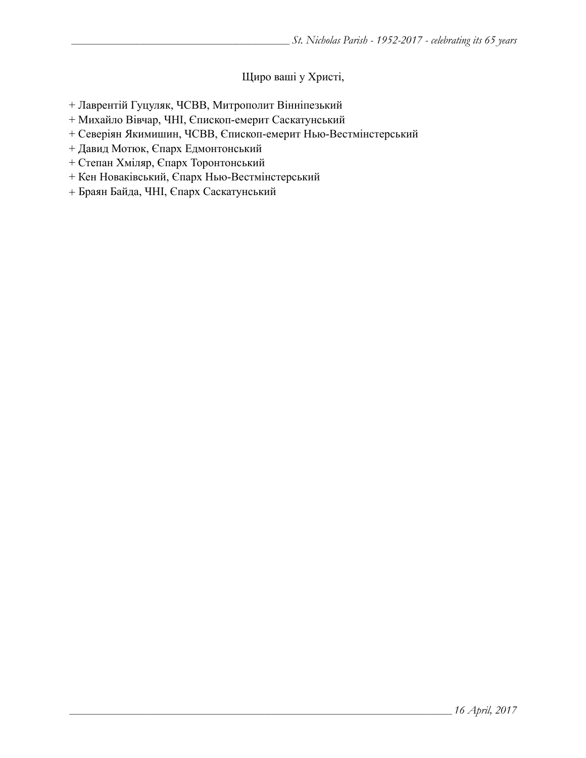Щиро ваші у Христі,

+ Лаврентій Гуцуляк, ЧСВВ, Митрополит Вінніпезький
+ Михайло Вівчар, ЧНІ, Єпископ-емерит Саскатунський
+ Северіян Якимишин, ЧСВВ, Єпископ-емерит Нью-Вестмінстерський
+ Давид Мотюк, Єпарх Едмонтонський
+ Степан Хміляр, Єпарх Торонтонський
+ Кен Новаківський, Єпарх Нью-Вестмінстерський
+ Браян Байда, ЧНІ, Єпарх Саскатунський